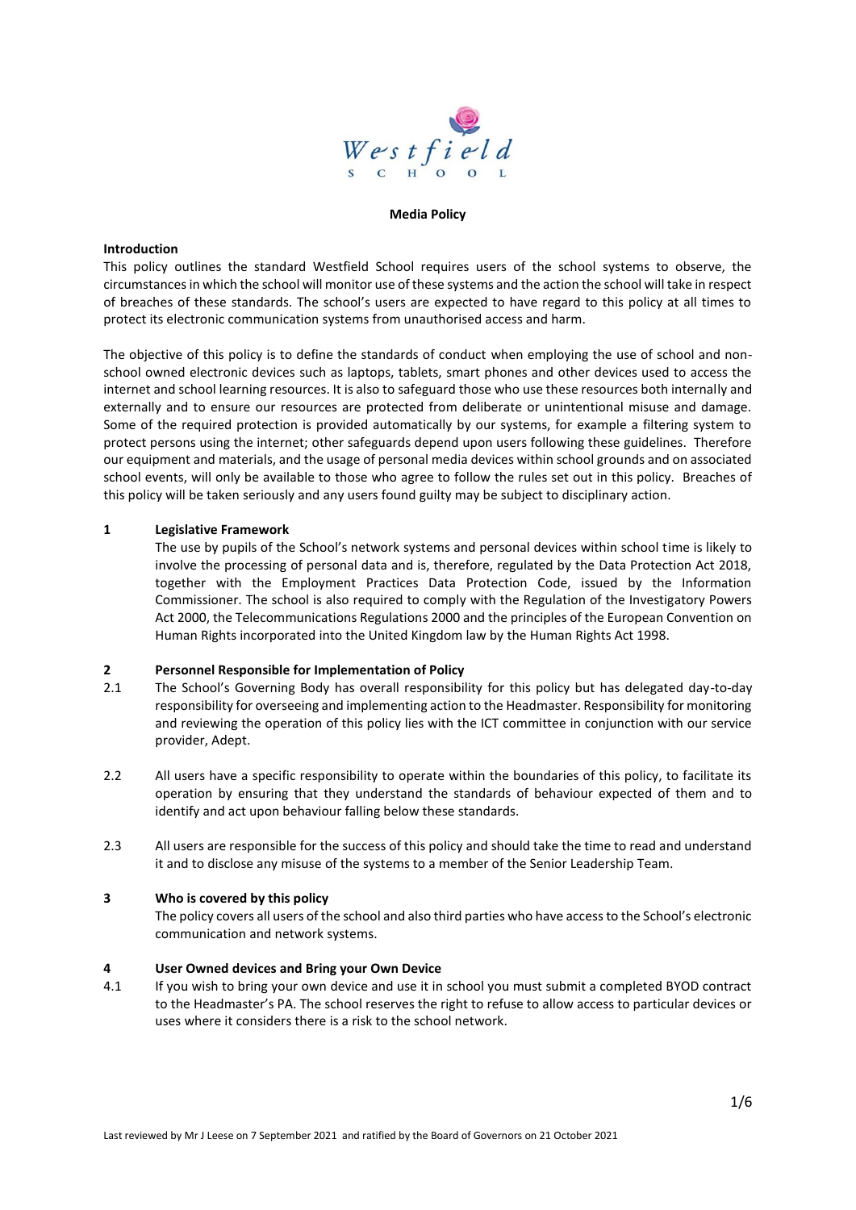# Media Policy

## Introduction

This policy outlines the standard Westfield School requires users of the school systems to observe, the circumstances in which the school will monitor use of these systems and the action the school will take in respect of breaches of these standards. The school's users are expected to have regard to this policy at all times to protect its electronic communication systems from unauthorised access and harm.

The objective of this policy is to define the standards of conduct when employing the use of school and non-school owned electronic devices such as laptops, tablets, smart phones and other devices used to access the internet and school learning resources. It is also to safeguard those who use these resources both internally and externally and to ensure our resources are protected from deliberate or unintentional misuse and damage. Some of the required protection is provided automatically by our systems, for example a filtering system to protect persons using the internet; other safeguards depend upon users following these guidelines. Therefore our equipment and materials, and the usage of personal media devices within school grounds and on associated school events, will only be available to those who agree to follow the rules set out in this policy. Breaches of this policy will be taken seriously and any users found guilty may be subject to disciplinary action.

## 1 Legislative Framework

The use by pupils of the School's network systems and personal devices within school time is likely to involve the processing of personal data and is, therefore, regulated by the Data Protection Act 2018, together with the Employment Practices Data Protection Code, issued by the Information Commissioner. The school is also required to comply with the Regulation of the Investigatory Powers Act 2000, the Telecommunications Regulations 2000 and the principles of the European Convention on Human Rights incorporated into the United Kingdom law by the Human Rights Act 1998.

## 2 Personnel Responsible for Implementation of Policy

2.1 The School's Governing Body has overall responsibility for this policy but has delegated day-to-day responsibility for overseeing and implementing action to the Headmaster. Responsibility for monitoring and reviewing the operation of this policy lies with the ICT committee in conjunction with our service provider, Adept.

2.2 All users have a specific responsibility to operate within the boundaries of this policy, to facilitate its operation by ensuring that they understand the standards of behaviour expected of them and to identify and act upon behaviour falling below these standards.

2.3 All users are responsible for the success of this policy and should take the time to read and understand it and to disclose any misuse of the systems to a member of the Senior Leadership Team.

## 3 Who is covered by this policy

The policy covers all users of the school and also third parties who have access to the School's electronic communication and network systems.

## 4 User Owned devices and Bring your Own Device

4.1 If you wish to bring your own device and use it in school you must submit a completed BYOD contract to the Headmaster's PA. The school reserves the right to refuse to allow access to particular devices or uses where it considers there is a risk to the school network.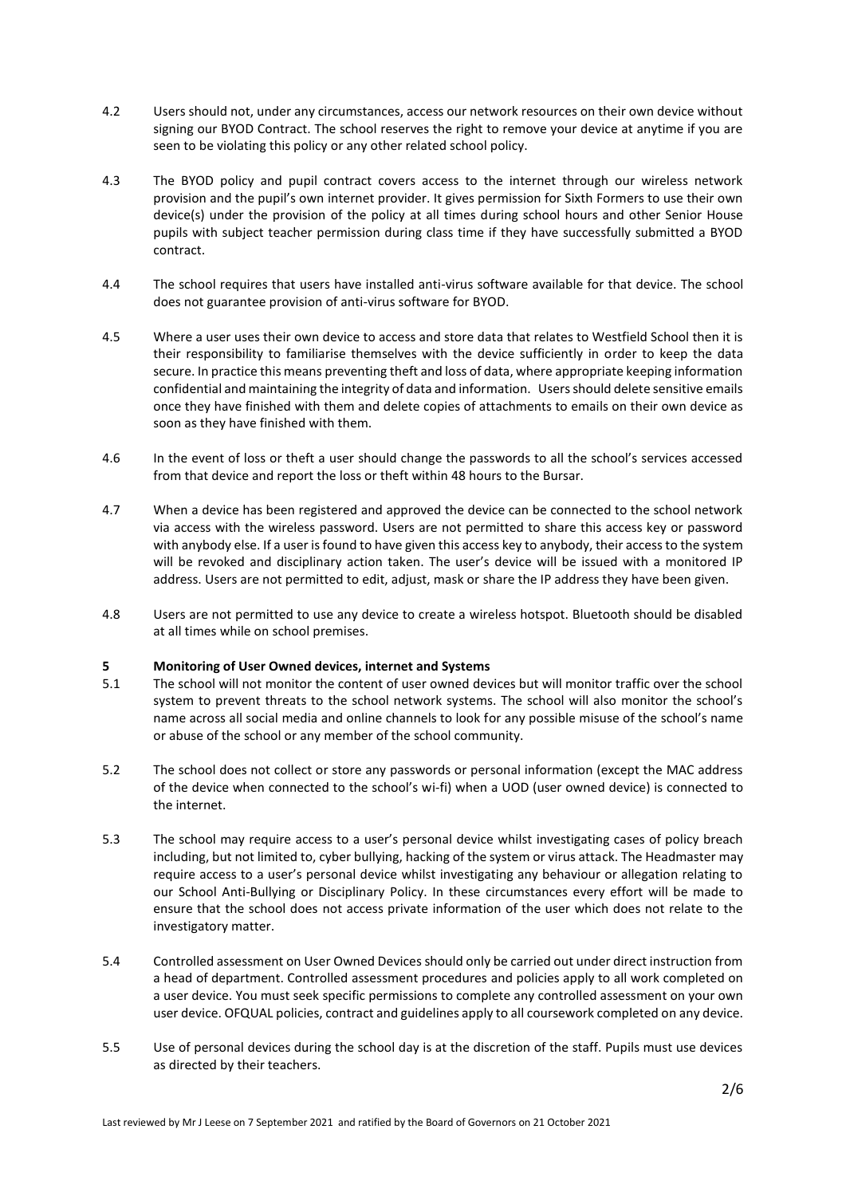4.2 Users should not, under any circumstances, access our network resources on their own device without signing our BYOD Contract. The school reserves the right to remove your device at anytime if you are seen to be violating this policy or any other related school policy.

4.3 The BYOD policy and pupil contract covers access to the internet through our wireless network provision and the pupil's own internet provider. It gives permission for Sixth Formers to use their own device(s) under the provision of the policy at all times during school hours and other Senior House pupils with subject teacher permission during class time if they have successfully submitted a BYOD contract.

4.4 The school requires that users have installed anti-virus software available for that device. The school does not guarantee provision of anti-virus software for BYOD.

4.5 Where a user uses their own device to access and store data that relates to Westfield School then it is their responsibility to familiarise themselves with the device sufficiently in order to keep the data secure. In practice this means preventing theft and loss of data, where appropriate keeping information confidential and maintaining the integrity of data and information. Users should delete sensitive emails once they have finished with them and delete copies of attachments to emails on their own device as soon as they have finished with them.

4.6 In the event of loss or theft a user should change the passwords to all the school's services accessed from that device and report the loss or theft within 48 hours to the Bursar.

4.7 When a device has been registered and approved the device can be connected to the school network via access with the wireless password. Users are not permitted to share this access key or password with anybody else. If a user is found to have given this access key to anybody, their access to the system will be revoked and disciplinary action taken. The user's device will be issued with a monitored IP address. Users are not permitted to edit, adjust, mask or share the IP address they have been given.

4.8 Users are not permitted to use any device to create a wireless hotspot. Bluetooth should be disabled at all times while on school premises.

## 5 Monitoring of User Owned devices, internet and Systems

5.1 The school will not monitor the content of user owned devices but will monitor traffic over the school system to prevent threats to the school network systems. The school will also monitor the school's name across all social media and online channels to look for any possible misuse of the school's name or abuse of the school or any member of the school community.

5.2 The school does not collect or store any passwords or personal information (except the MAC address of the device when connected to the school's wi-fi) when a UOD (user owned device) is connected to the internet.

5.3 The school may require access to a user's personal device whilst investigating cases of policy breach including, but not limited to, cyber bullying, hacking of the system or virus attack. The Headmaster may require access to a user's personal device whilst investigating any behaviour or allegation relating to our School Anti-Bullying or Disciplinary Policy. In these circumstances every effort will be made to ensure that the school does not access private information of the user which does not relate to the investigatory matter.

5.4 Controlled assessment on User Owned Devices should only be carried out under direct instruction from a head of department. Controlled assessment procedures and policies apply to all work completed on a user device. You must seek specific permissions to complete any controlled assessment on your own user device. OFQUAL policies, contract and guidelines apply to all coursework completed on any device.

5.5 Use of personal devices during the school day is at the discretion of the staff. Pupils must use devices as directed by their teachers.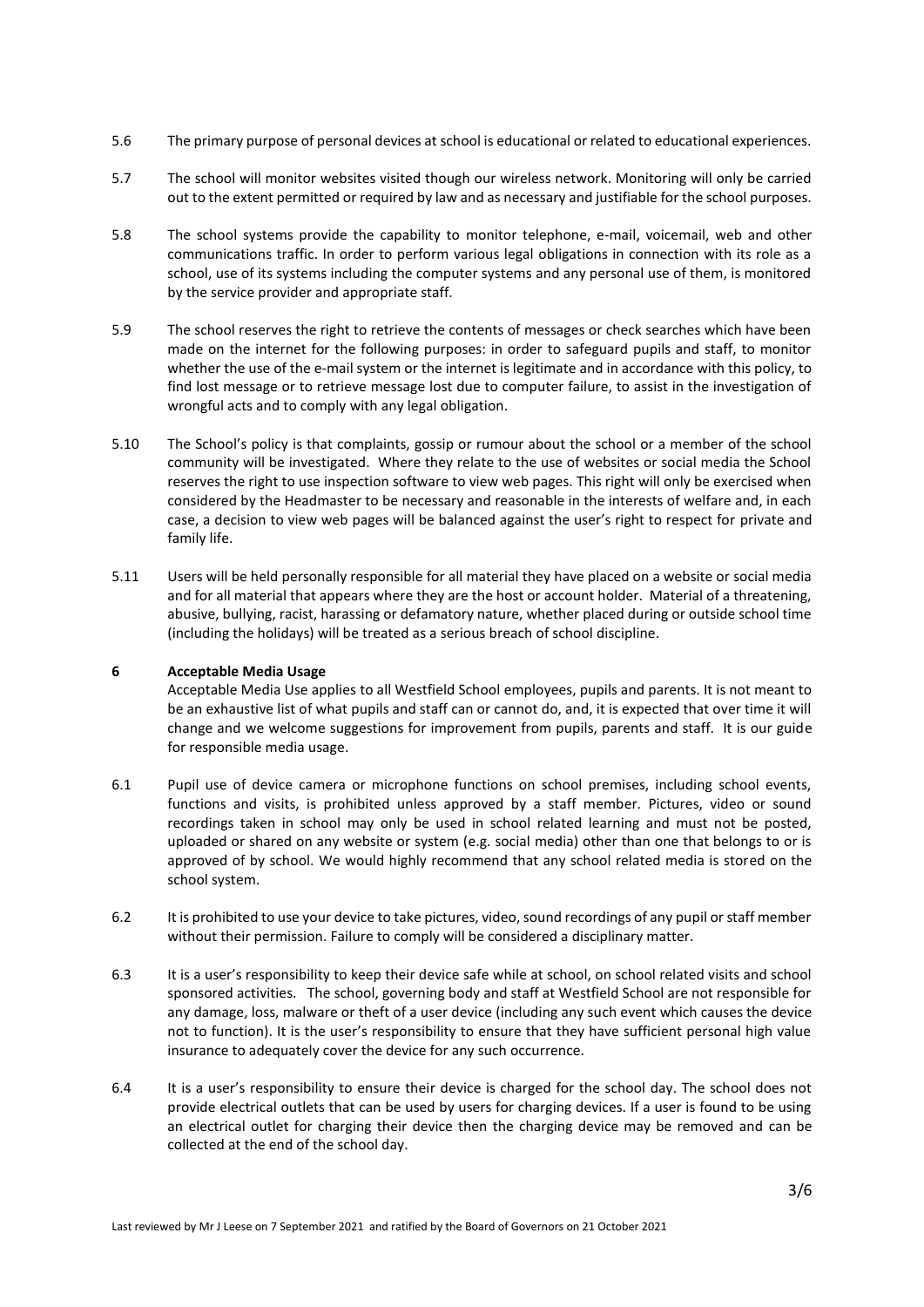5.6 The primary purpose of personal devices at school is educational or related to educational experiences.

5.7 The school will monitor websites visited though our wireless network. Monitoring will only be carried out to the extent permitted or required by law and as necessary and justifiable for the school purposes.

5.8 The school systems provide the capability to monitor telephone, e-mail, voicemail, web and other communications traffic. In order to perform various legal obligations in connection with its role as a school, use of its systems including the computer systems and any personal use of them, is monitored by the service provider and appropriate staff.

5.9 The school reserves the right to retrieve the contents of messages or check searches which have been made on the internet for the following purposes: in order to safeguard pupils and staff, to monitor whether the use of the e-mail system or the internet is legitimate and in accordance with this policy, to find lost message or to retrieve message lost due to computer failure, to assist in the investigation of wrongful acts and to comply with any legal obligation.

5.10 The School's policy is that complaints, gossip or rumour about the school or a member of the school community will be investigated. Where they relate to the use of websites or social media the School reserves the right to use inspection software to view web pages. This right will only be exercised when considered by the Headmaster to be necessary and reasonable in the interests of welfare and, in each case, a decision to view web pages will be balanced against the user's right to respect for private and family life.

5.11 Users will be held personally responsible for all material they have placed on a website or social media and for all material that appears where they are the host or account holder. Material of a threatening, abusive, bullying, racist, harassing or defamatory nature, whether placed during or outside school time (including the holidays) will be treated as a serious breach of school discipline.

## 6 Acceptable Media Usage

Acceptable Media Use applies to all Westfield School employees, pupils and parents. It is not meant to be an exhaustive list of what pupils and staff can or cannot do, and, it is expected that over time it will change and we welcome suggestions for improvement from pupils, parents and staff. It is our guide for responsible media usage.

6.1 Pupil use of device camera or microphone functions on school premises, including school events, functions and visits, is prohibited unless approved by a staff member. Pictures, video or sound recordings taken in school may only be used in school related learning and must not be posted, uploaded or shared on any website or system (e.g. social media) other than one that belongs to or is approved of by school. We would highly recommend that any school related media is stored on the school system.

6.2 It is prohibited to use your device to take pictures, video, sound recordings of any pupil or staff member without their permission. Failure to comply will be considered a disciplinary matter.

6.3 It is a user's responsibility to keep their device safe while at school, on school related visits and school sponsored activities. The school, governing body and staff at Westfield School are not responsible for any damage, loss, malware or theft of a user device (including any such event which causes the device not to function). It is the user's responsibility to ensure that they have sufficient personal high value insurance to adequately cover the device for any such occurrence.

6.4 It is a user's responsibility to ensure their device is charged for the school day. The school does not provide electrical outlets that can be used by users for charging devices. If a user is found to be using an electrical outlet for charging their device then the charging device may be removed and can be collected at the end of the school day.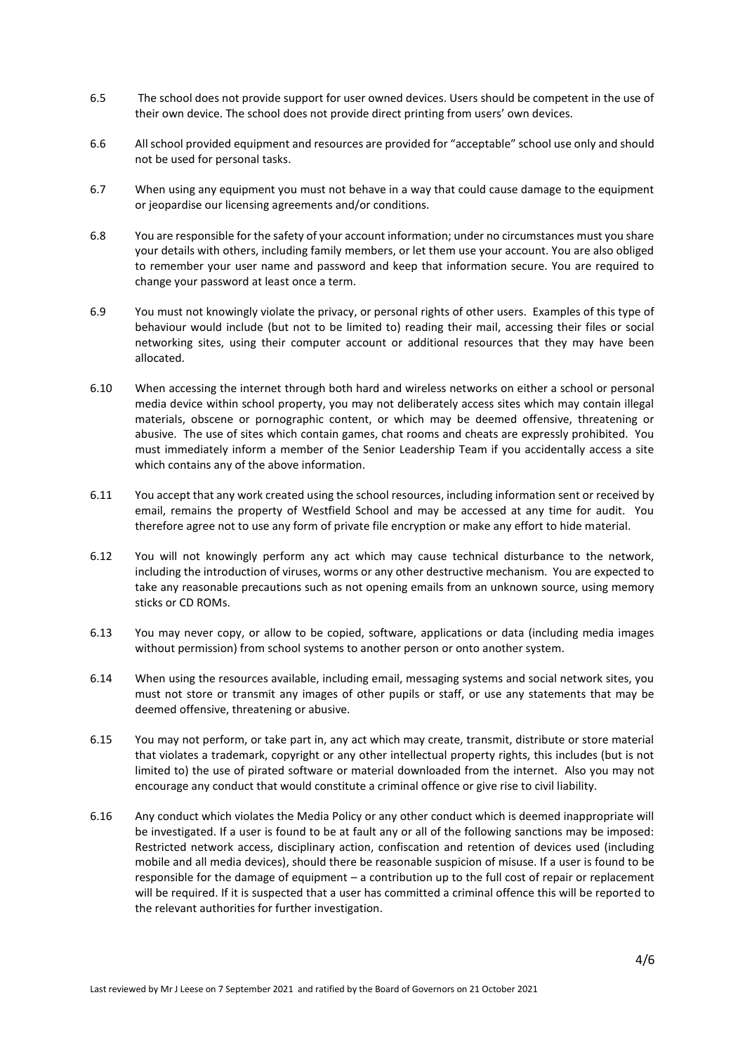6.5 The school does not provide support for user owned devices. Users should be competent in the use of their own device. The school does not provide direct printing from users' own devices.

6.6 All school provided equipment and resources are provided for "acceptable" school use only and should not be used for personal tasks.

6.7 When using any equipment you must not behave in a way that could cause damage to the equipment or jeopardise our licensing agreements and/or conditions.

6.8 You are responsible for the safety of your account information; under no circumstances must you share your details with others, including family members, or let them use your account. You are also obliged to remember your user name and password and keep that information secure. You are required to change your password at least once a term.

6.9 You must not knowingly violate the privacy, or personal rights of other users. Examples of this type of behaviour would include (but not to be limited to) reading their mail, accessing their files or social networking sites, using their computer account or additional resources that they may have been allocated.

6.10 When accessing the internet through both hard and wireless networks on either a school or personal media device within school property, you may not deliberately access sites which may contain illegal materials, obscene or pornographic content, or which may be deemed offensive, threatening or abusive. The use of sites which contain games, chat rooms and cheats are expressly prohibited. You must immediately inform a member of the Senior Leadership Team if you accidentally access a site which contains any of the above information.

6.11 You accept that any work created using the school resources, including information sent or received by email, remains the property of Westfield School and may be accessed at any time for audit. You therefore agree not to use any form of private file encryption or make any effort to hide material.

6.12 You will not knowingly perform any act which may cause technical disturbance to the network, including the introduction of viruses, worms or any other destructive mechanism. You are expected to take any reasonable precautions such as not opening emails from an unknown source, using memory sticks or CD ROMs.

6.13 You may never copy, or allow to be copied, software, applications or data (including media images without permission) from school systems to another person or onto another system.

6.14 When using the resources available, including email, messaging systems and social network sites, you must not store or transmit any images of other pupils or staff, or use any statements that may be deemed offensive, threatening or abusive.

6.15 You may not perform, or take part in, any act which may create, transmit, distribute or store material that violates a trademark, copyright or any other intellectual property rights, this includes (but is not limited to) the use of pirated software or material downloaded from the internet. Also you may not encourage any conduct that would constitute a criminal offence or give rise to civil liability.

6.16 Any conduct which violates the Media Policy or any other conduct which is deemed inappropriate will be investigated. If a user is found to be at fault any or all of the following sanctions may be imposed: Restricted network access, disciplinary action, confiscation and retention of devices used (including mobile and all media devices), should there be reasonable suspicion of misuse. If a user is found to be responsible for the damage of equipment – a contribution up to the full cost of repair or replacement will be required. If it is suspected that a user has committed a criminal offence this will be reported to the relevant authorities for further investigation.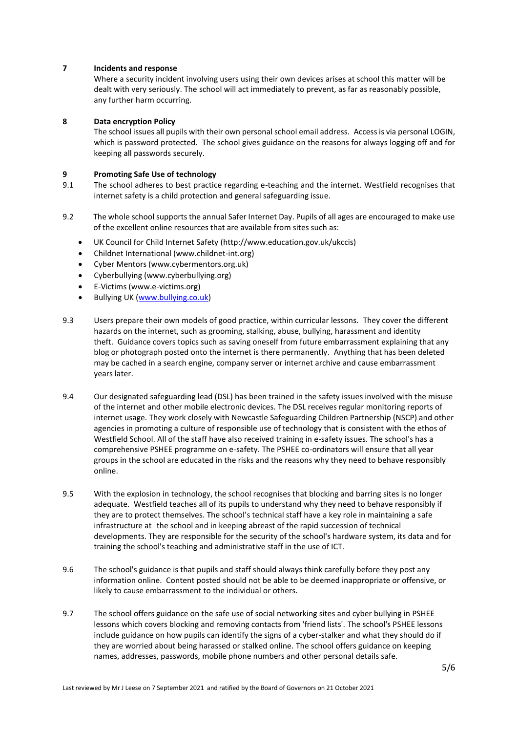## 7 Incidents and response

Where a security incident involving users using their own devices arises at school this matter will be dealt with very seriously. The school will act immediately to prevent, as far as reasonably possible, any further harm occurring.

## 8 Data encryption Policy

The school issues all pupils with their own personal school email address. Access is via personal LOGIN, which is password protected. The school gives guidance on the reasons for always logging off and for keeping all passwords securely.

## 9 Promoting Safe Use of technology

9.1 The school adheres to best practice regarding e-teaching and the internet. Westfield recognises that internet safety is a child protection and general safeguarding issue.

9.2 The whole school supports the annual Safer Internet Day. Pupils of all ages are encouraged to make use of the excellent online resources that are available from sites such as:

- UK Council for Child Internet Safety (http://www.education.gov.uk/ukccis)
- Childnet International (www.childnet-int.org)
- Cyber Mentors (www.cybermentors.org.uk)
- Cyberbullying (www.cyberbullying.org)
- E-Victims (www.e-victims.org)
- Bullying UK (www.bullying.co.uk)

9.3 Users prepare their own models of good practice, within curricular lessons. They cover the different hazards on the internet, such as grooming, stalking, abuse, bullying, harassment and identity theft. Guidance covers topics such as saving oneself from future embarrassment explaining that any blog or photograph posted onto the internet is there permanently. Anything that has been deleted may be cached in a search engine, company server or internet archive and cause embarrassment years later.

9.4 Our designated safeguarding lead (DSL) has been trained in the safety issues involved with the misuse of the internet and other mobile electronic devices. The DSL receives regular monitoring reports of internet usage. They work closely with Newcastle Safeguarding Children Partnership (NSCP) and other agencies in promoting a culture of responsible use of technology that is consistent with the ethos of Westfield School. All of the staff have also received training in e-safety issues. The school's has a comprehensive PSHEE programme on e-safety. The PSHEE co-ordinators will ensure that all year groups in the school are educated in the risks and the reasons why they need to behave responsibly online.

9.5 With the explosion in technology, the school recognises that blocking and barring sites is no longer adequate. Westfield teaches all of its pupils to understand why they need to behave responsibly if they are to protect themselves. The school's technical staff have a key role in maintaining a safe infrastructure at the school and in keeping abreast of the rapid succession of technical developments. They are responsible for the security of the school's hardware system, its data and for training the school's teaching and administrative staff in the use of ICT.

9.6 The school's guidance is that pupils and staff should always think carefully before they post any information online. Content posted should not be able to be deemed inappropriate or offensive, or likely to cause embarrassment to the individual or others.

9.7 The school offers guidance on the safe use of social networking sites and cyber bullying in PSHEE lessons which covers blocking and removing contacts from 'friend lists'. The school's PSHEE lessons include guidance on how pupils can identify the signs of a cyber-stalker and what they should do if they are worried about being harassed or stalked online. The school offers guidance on keeping names, addresses, passwords, mobile phone numbers and other personal details safe.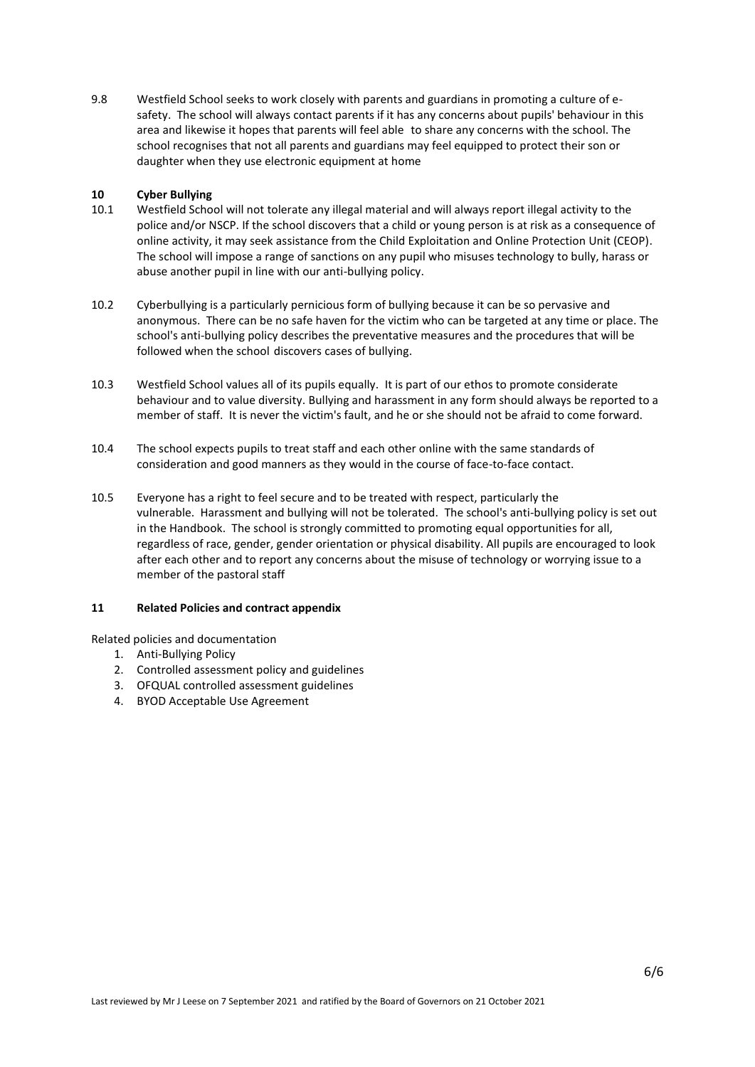9.8 Westfield School seeks to work closely with parents and guardians in promoting a culture of e-safety. The school will always contact parents if it has any concerns about pupils' behaviour in this area and likewise it hopes that parents will feel able to share any concerns with the school. The school recognises that not all parents and guardians may feel equipped to protect their son or daughter when they use electronic equipment at home

## 10 Cyber Bullying

10.1 Westfield School will not tolerate any illegal material and will always report illegal activity to the police and/or NSCP. If the school discovers that a child or young person is at risk as a consequence of online activity, it may seek assistance from the Child Exploitation and Online Protection Unit (CEOP). The school will impose a range of sanctions on any pupil who misuses technology to bully, harass or abuse another pupil in line with our anti-bullying policy.

10.2 Cyberbullying is a particularly pernicious form of bullying because it can be so pervasive and anonymous. There can be no safe haven for the victim who can be targeted at any time or place. The school's anti-bullying policy describes the preventative measures and the procedures that will be followed when the school discovers cases of bullying.

10.3 Westfield School values all of its pupils equally. It is part of our ethos to promote considerate behaviour and to value diversity. Bullying and harassment in any form should always be reported to a member of staff. It is never the victim's fault, and he or she should not be afraid to come forward.

10.4 The school expects pupils to treat staff and each other online with the same standards of consideration and good manners as they would in the course of face-to-face contact.

10.5 Everyone has a right to feel secure and to be treated with respect, particularly the vulnerable. Harassment and bullying will not be tolerated. The school's anti-bullying policy is set out in the Handbook. The school is strongly committed to promoting equal opportunities for all, regardless of race, gender, gender orientation or physical disability. All pupils are encouraged to look after each other and to report any concerns about the misuse of technology or worrying issue to a member of the pastoral staff

## 11 Related Policies and contract appendix

Related policies and documentation

1. Anti-Bullying Policy
2. Controlled assessment policy and guidelines
3. OFQUAL controlled assessment guidelines
4. BYOD Acceptable Use Agreement

Last reviewed by Mr J Leese on 7 September 2021 and ratified by the Board of Governors on 21 October 2021